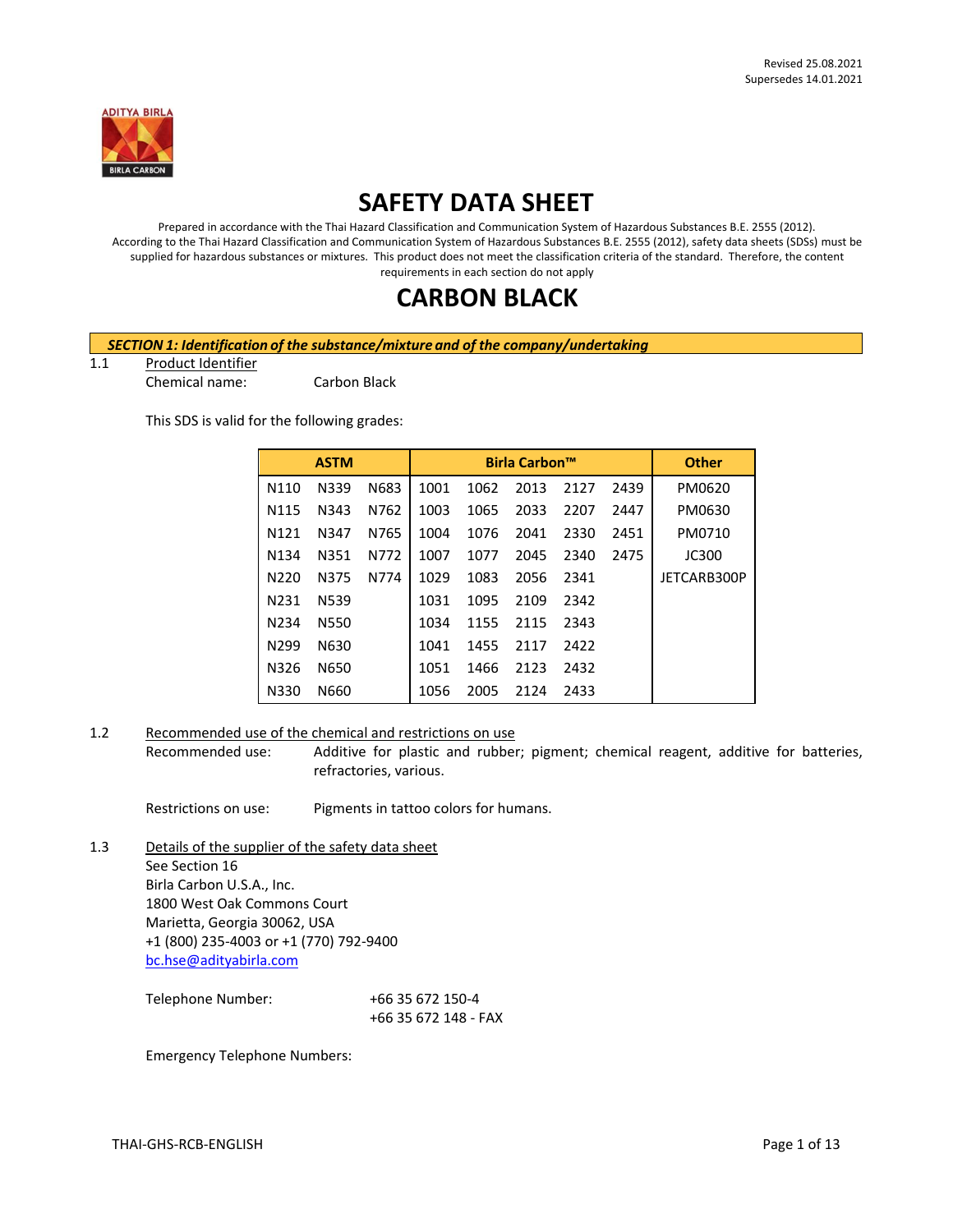Revised 25.08.2021
Supersedes 14.01.2021

# SAFETY DATA SHEET

Prepared in accordance with the Thai Hazard Classification and Communication System of Hazardous Substances B.E. 2555 (2012). According to the Thai Hazard Classification and Communication System of Hazardous Substances B.E. 2555 (2012), safety data sheets (SDSs) must be supplied for hazardous substances or mixtures. This product does not meet the classification criteria of the standard. Therefore, the content requirements in each section do not apply

# CARBON BLACK

## *SECTION 1: Identification of the substance/mixture and of the company/undertaking*

1.1 Product Identifier

Chemical name: Carbon Black

This SDS is valid for the following grades:

| ASTM | | | Birla Carbon™ | | | | | Other |
|---|---|---|---|---|---|---|---|---|
| N110 | N339 | N683 | 1001 | 1062 | 2013 | 2127 | 2439 | PM0620 |
| N115 | N343 | N762 | 1003 | 1065 | 2033 | 2207 | 2447 | PM0630 |
| N121 | N347 | N765 | 1004 | 1076 | 2041 | 2330 | 2451 | PM0710 |
| N134 | N351 | N772 | 1007 | 1077 | 2045 | 2340 | 2475 | JC300 |
| N220 | N375 | N774 | 1029 | 1083 | 2056 | 2341 | | JETCARB300P |
| N231 | N539 | | 1031 | 1095 | 2109 | 2342 | | |
| N234 | N550 | | 1034 | 1155 | 2115 | 2343 | | |
| N299 | N630 | | 1041 | 1455 | 2117 | 2422 | | |
| N326 | N650 | | 1051 | 1466 | 2123 | 2432 | | |
| N330 | N660 | | 1056 | 2005 | 2124 | 2433 | | |

1.2 Recommended use of the chemical and restrictions on use

Recommended use: Additive for plastic and rubber; pigment; chemical reagent, additive for batteries, refractories, various.

Restrictions on use: Pigments in tattoo colors for humans.

1.3 Details of the supplier of the safety data sheet

See Section 16
Birla Carbon U.S.A., Inc.
1800 West Oak Commons Court
Marietta, Georgia 30062, USA
+1 (800) 235-4003 or +1 (770) 792-9400
bc.hse@adityabirla.com

Telephone Number: +66 35 672 150-4
+66 35 672 148 - FAX

Emergency Telephone Numbers: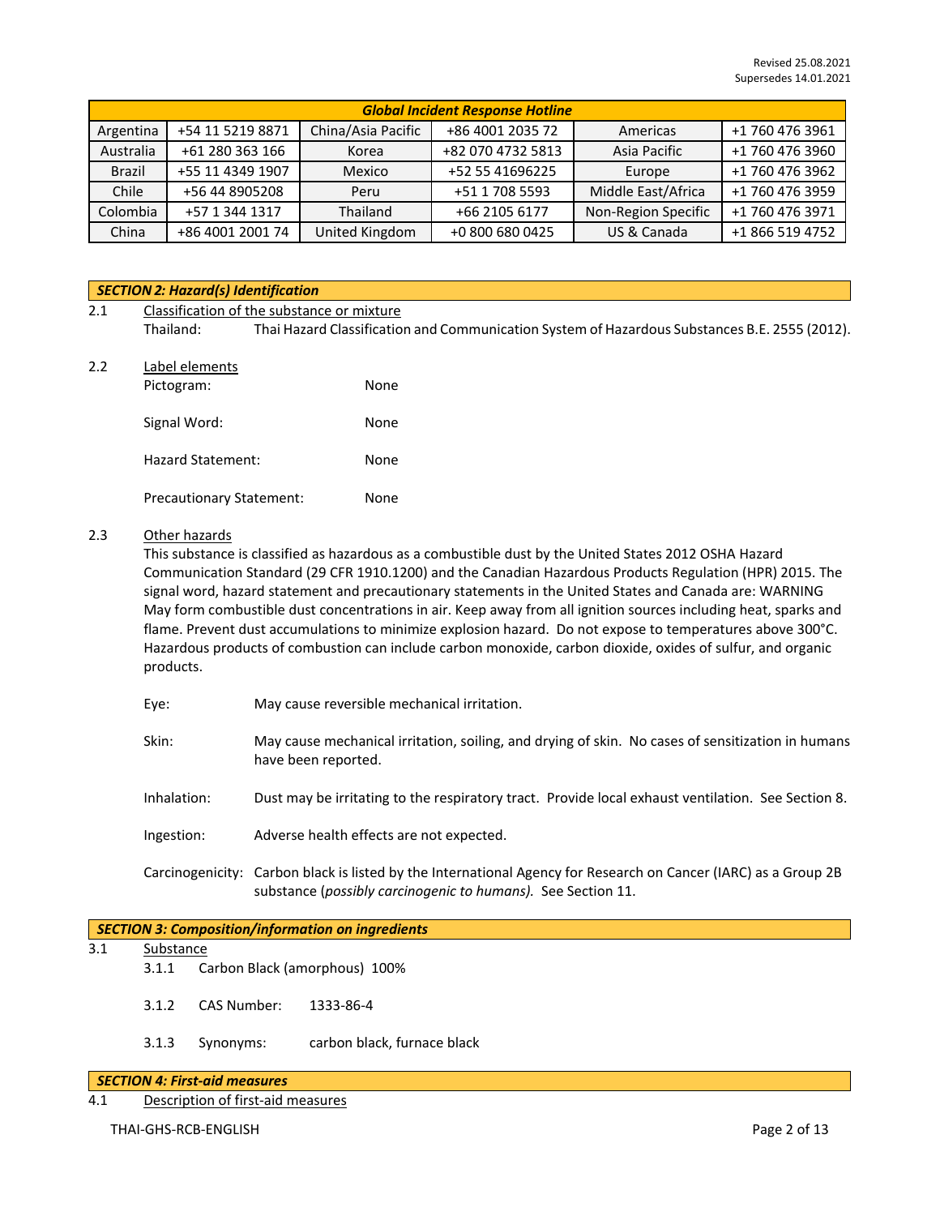Revised 25.08.2021
Supersedes 14.01.2021

| Global Incident Response Hotline | | | | | |
|---|---|---|---|---|---|
| Argentina | +54 11 5219 8871 | China/Asia Pacific | +86 4001 2035 72 | Americas | +1 760 476 3961 |
| Australia | +61 280 363 166 | Korea | +82 070 4732 5813 | Asia Pacific | +1 760 476 3960 |
| Brazil | +55 11 4349 1907 | Mexico | +52 55 41696225 | Europe | +1 760 476 3962 |
| Chile | +56 44 8905208 | Peru | +51 1 708 5593 | Middle East/Africa | +1 760 476 3959 |
| Colombia | +57 1 344 1317 | Thailand | +66 2105 6177 | Non-Region Specific | +1 760 476 3971 |
| China | +86 4001 2001 74 | United Kingdom | +0 800 680 0425 | US & Canada | +1 866 519 4752 |

## *SECTION 2: Hazard(s) Identification*

2.1 Classification of the substance or mixture

Thailand: Thai Hazard Classification and Communication System of Hazardous Substances B.E. 2555 (2012).

2.2 Label elements

Pictogram: None

Signal Word: None

Hazard Statement: None

Precautionary Statement: None

2.3 Other hazards

This substance is classified as hazardous as a combustible dust by the United States 2012 OSHA Hazard Communication Standard (29 CFR 1910.1200) and the Canadian Hazardous Products Regulation (HPR) 2015. The signal word, hazard statement and precautionary statements in the United States and Canada are: WARNING May form combustible dust concentrations in air. Keep away from all ignition sources including heat, sparks and flame. Prevent dust accumulations to minimize explosion hazard. Do not expose to temperatures above 300°C. Hazardous products of combustion can include carbon monoxide, carbon dioxide, oxides of sulfur, and organic products.

Eye: May cause reversible mechanical irritation.

Skin: May cause mechanical irritation, soiling, and drying of skin. No cases of sensitization in humans have been reported.

Inhalation: Dust may be irritating to the respiratory tract. Provide local exhaust ventilation. See Section 8.

Ingestion: Adverse health effects are not expected.

Carcinogenicity: Carbon black is listed by the International Agency for Research on Cancer (IARC) as a Group 2B substance (*possibly carcinogenic to humans).* See Section 11.

## *SECTION 3: Composition/information on ingredients*

3.1 Substance

3.1.1 Carbon Black (amorphous) 100%

3.1.2 CAS Number: 1333-86-4

3.1.3 Synonyms: carbon black, furnace black

## *SECTION 4: First-aid measures*

4.1 Description of first-aid measures

THAI-GHS-RCB-ENGLISH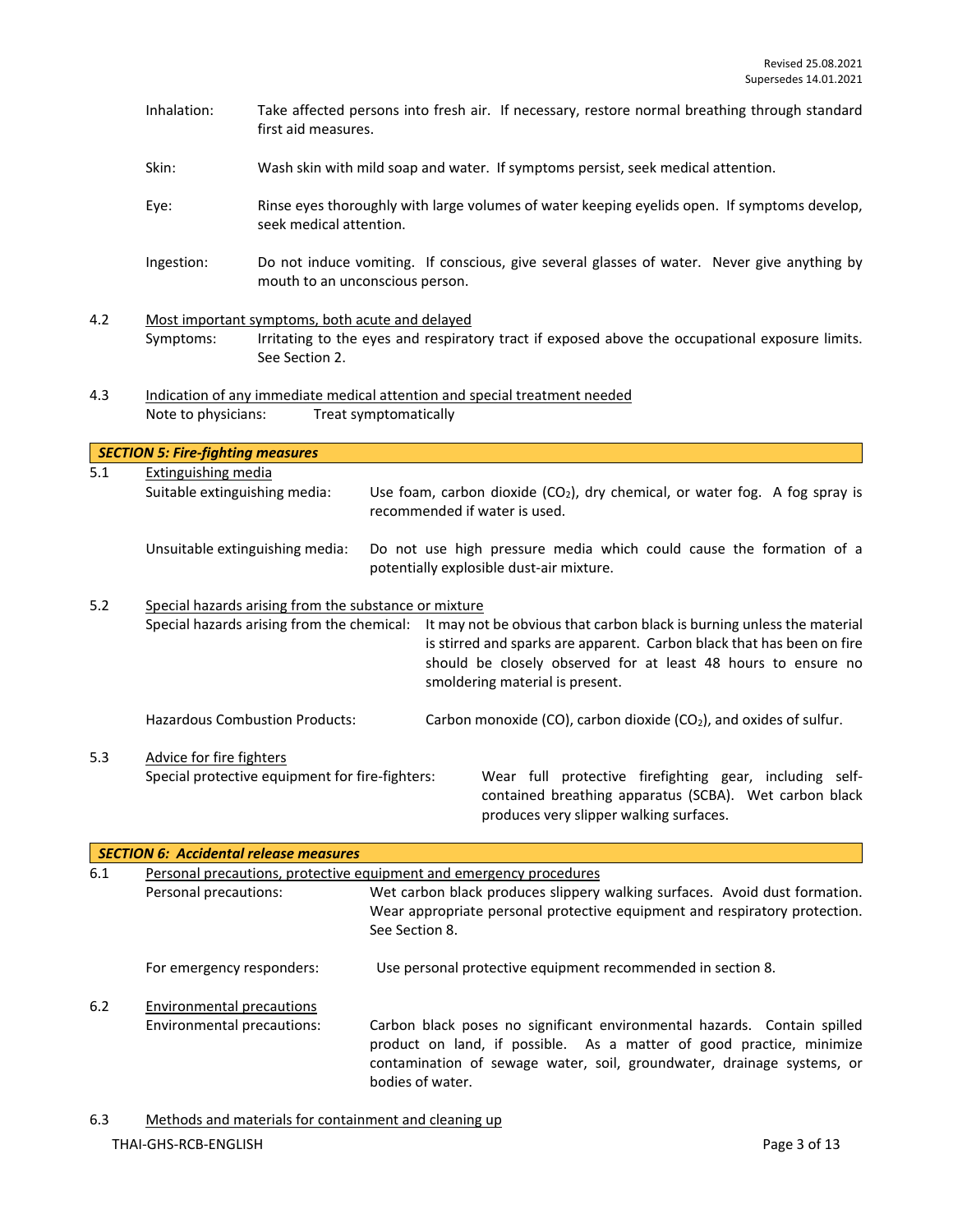Inhalation: Take affected persons into fresh air. If necessary, restore normal breathing through standard first aid measures.

Skin: Wash skin with mild soap and water. If symptoms persist, seek medical attention.

Eye: Rinse eyes thoroughly with large volumes of water keeping eyelids open. If symptoms develop, seek medical attention.

Ingestion: Do not induce vomiting. If conscious, give several glasses of water. Never give anything by mouth to an unconscious person.

4.2 Most important symptoms, both acute and delayed

Symptoms: Irritating to the eyes and respiratory tract if exposed above the occupational exposure limits. See Section 2.

4.3 Indication of any immediate medical attention and special treatment needed

Note to physicians: Treat symptomatically

## SECTION 5: Fire-fighting measures

5.1 Extinguishing media

Suitable extinguishing media: Use foam, carbon dioxide ($CO_2$), dry chemical, or water fog. A fog spray is recommended if water is used.

Unsuitable extinguishing media: Do not use high pressure media which could cause the formation of a potentially explosible dust-air mixture.

5.2 Special hazards arising from the substance or mixture

Special hazards arising from the chemical: It may not be obvious that carbon black is burning unless the material is stirred and sparks are apparent. Carbon black that has been on fire should be closely observed for at least 48 hours to ensure no smoldering material is present.

Hazardous Combustion Products: Carbon monoxide (CO), carbon dioxide ($CO_2$), and oxides of sulfur.

5.3 Advice for fire fighters

Special protective equipment for fire-fighters: Wear full protective firefighting gear, including self-contained breathing apparatus (SCBA). Wet carbon black produces very slipper walking surfaces.

## SECTION 6: Accidental release measures

6.1 Personal precautions, protective equipment and emergency procedures

Personal precautions: Wet carbon black produces slippery walking surfaces. Avoid dust formation. Wear appropriate personal protective equipment and respiratory protection. See Section 8.

For emergency responders: Use personal protective equipment recommended in section 8.

6.2 Environmental precautions

Environmental precautions: Carbon black poses no significant environmental hazards. Contain spilled product on land, if possible. As a matter of good practice, minimize contamination of sewage water, soil, groundwater, drainage systems, or bodies of water.

6.3 Methods and materials for containment and cleaning up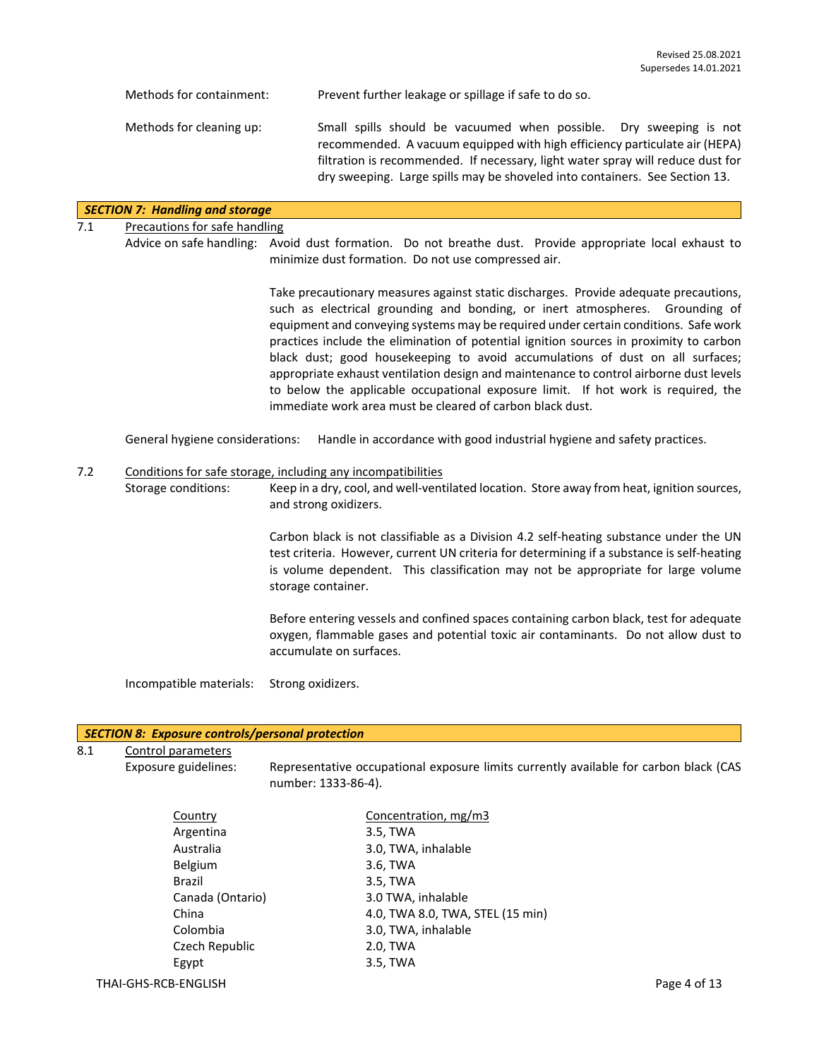Methods for containment: Prevent further leakage or spillage if safe to do so.

Methods for cleaning up: Small spills should be vacuumed when possible. Dry sweeping is not recommended. A vacuum equipped with high efficiency particulate air (HEPA) filtration is recommended. If necessary, light water spray will reduce dust for dry sweeping. Large spills may be shoveled into containers. See Section 13.

## *SECTION 7: Handling and storage*

7.1 Precautions for safe handling

Advice on safe handling: Avoid dust formation. Do not breathe dust. Provide appropriate local exhaust to minimize dust formation. Do not use compressed air.

Take precautionary measures against static discharges. Provide adequate precautions, such as electrical grounding and bonding, or inert atmospheres. Grounding of equipment and conveying systems may be required under certain conditions. Safe work practices include the elimination of potential ignition sources in proximity to carbon black dust; good housekeeping to avoid accumulations of dust on all surfaces; appropriate exhaust ventilation design and maintenance to control airborne dust levels to below the applicable occupational exposure limit. If hot work is required, the immediate work area must be cleared of carbon black dust.

General hygiene considerations: Handle in accordance with good industrial hygiene and safety practices.

7.2 Conditions for safe storage, including any incompatibilities

Storage conditions: Keep in a dry, cool, and well-ventilated location. Store away from heat, ignition sources, and strong oxidizers.

Carbon black is not classifiable as a Division 4.2 self-heating substance under the UN test criteria. However, current UN criteria for determining if a substance is self-heating is volume dependent. This classification may not be appropriate for large volume storage container.

Before entering vessels and confined spaces containing carbon black, test for adequate oxygen, flammable gases and potential toxic air contaminants. Do not allow dust to accumulate on surfaces.

Incompatible materials: Strong oxidizers.

## *SECTION 8: Exposure controls/personal protection*

8.1 Control parameters

Exposure guidelines: Representative occupational exposure limits currently available for carbon black (CAS number: 1333-86-4).

| Country | Concentration, mg/m3 |
|---|---|
| Argentina | 3.5, TWA |
| Australia | 3.0, TWA, inhalable |
| Belgium | 3.6, TWA |
| Brazil | 3.5, TWA |
| Canada (Ontario) | 3.0 TWA, inhalable |
| China | 4.0, TWA 8.0, TWA, STEL (15 min) |
| Colombia | 3.0, TWA, inhalable |
| Czech Republic | 2.0, TWA |
| Egypt | 3.5, TWA |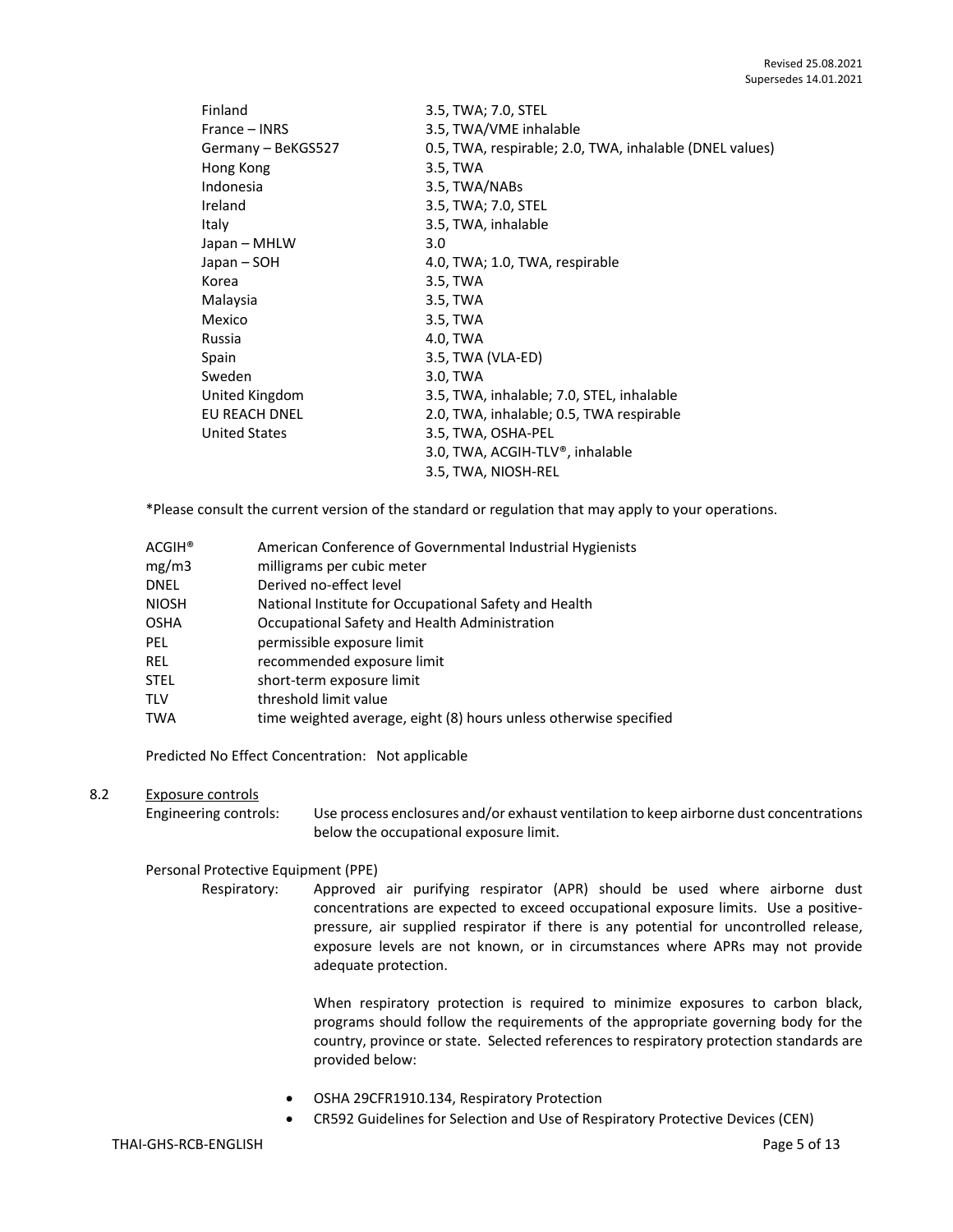| | |
|---|---|
| Finland | 3.5, TWA; 7.0, STEL |
| France – INRS | 3.5, TWA/VME inhalable |
| Germany – BeKGS527 | 0.5, TWA, respirable; 2.0, TWA, inhalable (DNEL values) |
| Hong Kong | 3.5, TWA |
| Indonesia | 3.5, TWA/NABs |
| Ireland | 3.5, TWA; 7.0, STEL |
| Italy | 3.5, TWA, inhalable |
| Japan – MHLW | 3.0 |
| Japan – SOH | 4.0, TWA; 1.0, TWA, respirable |
| Korea | 3.5, TWA |
| Malaysia | 3.5, TWA |
| Mexico | 3.5, TWA |
| Russia | 4.0, TWA |
| Spain | 3.5, TWA (VLA-ED) |
| Sweden | 3.0, TWA |
| United Kingdom | 3.5, TWA, inhalable; 7.0, STEL, inhalable |
| EU REACH DNEL | 2.0, TWA, inhalable; 0.5, TWA respirable |
| United States | 3.5, TWA, OSHA-PEL |
| | 3.0, TWA, ACGIH-TLV®, inhalable |
| | 3.5, TWA, NIOSH-REL |

*Please consult the current version of the standard or regulation that may apply to your operations.

| | |
|---|---|
| ACGIH® | American Conference of Governmental Industrial Hygienists |
| mg/m3 | milligrams per cubic meter |
| DNEL | Derived no-effect level |
| NIOSH | National Institute for Occupational Safety and Health |
| OSHA | Occupational Safety and Health Administration |
| PEL | permissible exposure limit |
| REL | recommended exposure limit |
| STEL | short-term exposure limit |
| TLV | threshold limit value |
| TWA | time weighted average, eight (8) hours unless otherwise specified |

Predicted No Effect Concentration: Not applicable

## 8.2 Exposure controls

Engineering controls: Use process enclosures and/or exhaust ventilation to keep airborne dust concentrations below the occupational exposure limit.

Personal Protective Equipment (PPE)

Respiratory: Approved air purifying respirator (APR) should be used where airborne dust concentrations are expected to exceed occupational exposure limits. Use a positive-pressure, air supplied respirator if there is any potential for uncontrolled release, exposure levels are not known, or in circumstances where APRs may not provide adequate protection.

When respiratory protection is required to minimize exposures to carbon black, programs should follow the requirements of the appropriate governing body for the country, province or state. Selected references to respiratory protection standards are provided below:

- OSHA 29CFR1910.134, Respiratory Protection
- CR592 Guidelines for Selection and Use of Respiratory Protective Devices (CEN)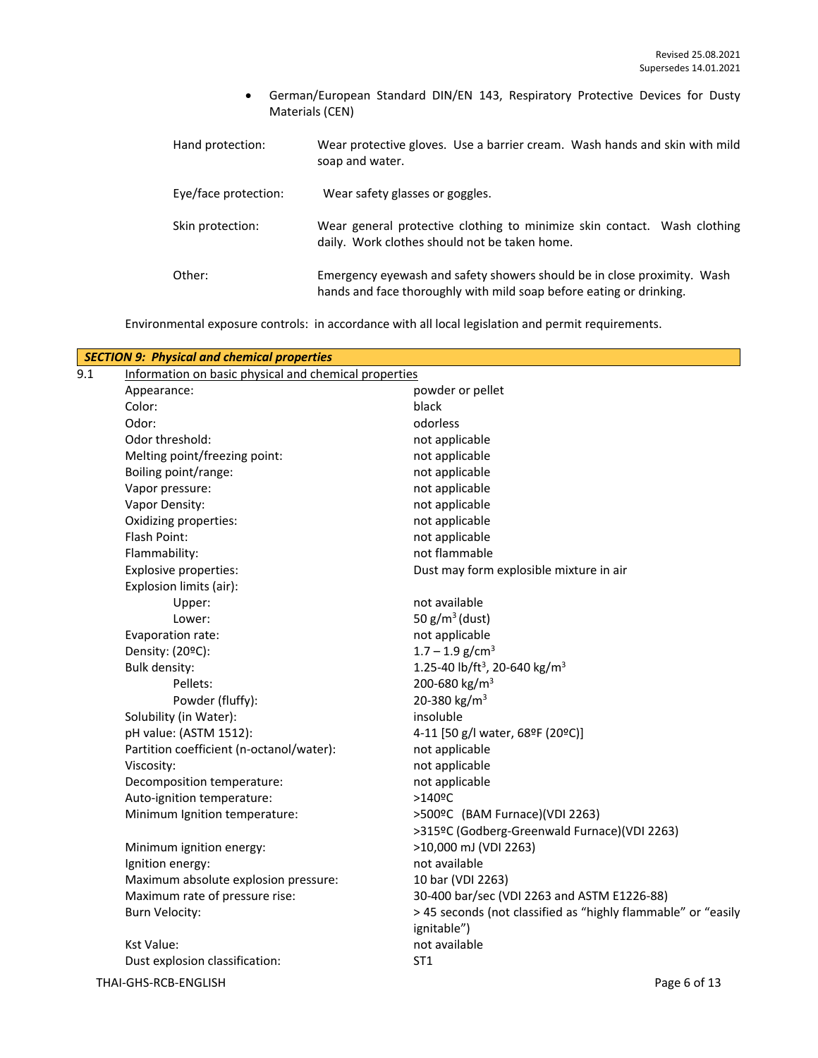- German/European Standard DIN/EN 143, Respiratory Protective Devices for Dusty Materials (CEN)

| | |
|---|---|
| Hand protection: | Wear protective gloves. Use a barrier cream. Wash hands and skin with mild soap and water. |
| Eye/face protection: | Wear safety glasses or goggles. |
| Skin protection: | Wear general protective clothing to minimize skin contact. Wash clothing daily. Work clothes should not be taken home. |
| Other: | Emergency eyewash and safety showers should be in close proximity. Wash hands and face thoroughly with mild soap before eating or drinking. |

Environmental exposure controls: in accordance with all local legislation and permit requirements.

## *SECTION 9: Physical and chemical properties*

9.1 Information on basic physical and chemical properties

| | |
|---|---|
| Appearance: | powder or pellet |
| Color: | black |
| Odor: | odorless |
| Odor threshold: | not applicable |
| Melting point/freezing point: | not applicable |
| Boiling point/range: | not applicable |
| Vapor pressure: | not applicable |
| Vapor Density: | not applicable |
| Oxidizing properties: | not applicable |
| Flash Point: | not applicable |
| Flammability: | not flammable |
| Explosive properties: | Dust may form explosible mixture in air |
| Explosion limits (air): | |
| Upper: | not available |
| Lower: | 50 g/m$^3$ (dust) |
| Evaporation rate: | not applicable |
| Density: (20ºC): | 1.7 – 1.9 g/cm$^3$ |
| Bulk density: | 1.25-40 lb/ft$^3$, 20-640 kg/m$^3$ |
| Pellets: | 200-680 kg/m$^3$ |
| Powder (fluffy): | 20-380 kg/m$^3$ |
| Solubility (in Water): | insoluble |
| pH value: (ASTM 1512): | 4-11 [50 g/l water, 68ºF (20ºC)] |
| Partition coefficient (n-octanol/water): | not applicable |
| Viscosity: | not applicable |
| Decomposition temperature: | not applicable |
| Auto-ignition temperature: | >140ºC |
| Minimum Ignition temperature: | >500ºC (BAM Furnace)(VDI 2263)<br>>315ºC (Godberg-Greenwald Furnace)(VDI 2263) |
| Minimum ignition energy: | >10,000 mJ (VDI 2263) |
| Ignition energy: | not available |
| Maximum absolute explosion pressure: | 10 bar (VDI 2263) |
| Maximum rate of pressure rise: | 30-400 bar/sec (VDI 2263 and ASTM E1226-88) |
| Burn Velocity: | > 45 seconds (not classified as "highly flammable" or "easily ignitable") |
| Kst Value: | not available |
| Dust explosion classification: | ST1 |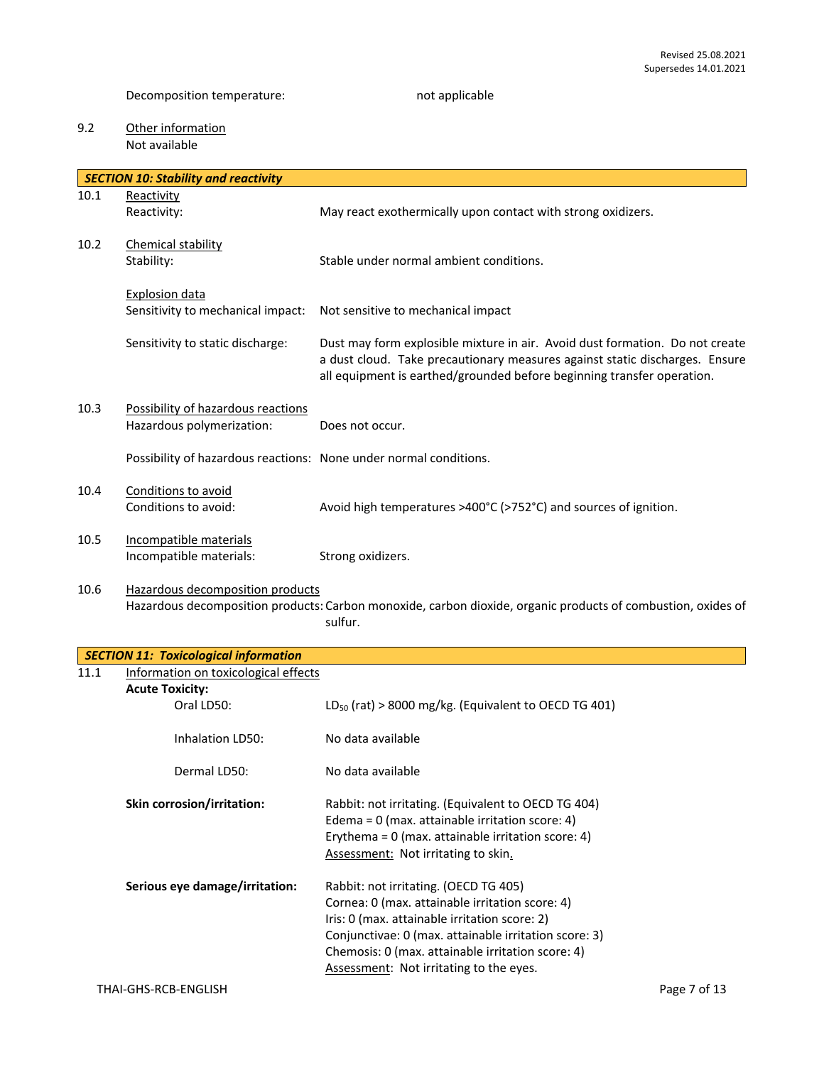Decomposition temperature: not applicable

9.2 Other information

Not available

## SECTION 10: Stability and reactivity

**10.1 Reactivity**

Reactivity: May react exothermically upon contact with strong oxidizers.

**10.2 Chemical stability**

Stability: Stable under normal ambient conditions.

Explosion data

Sensitivity to mechanical impact: Not sensitive to mechanical impact

Sensitivity to static discharge: Dust may form explosible mixture in air. Avoid dust formation. Do not create a dust cloud. Take precautionary measures against static discharges. Ensure all equipment is earthed/grounded before beginning transfer operation.

**10.3 Possibility of hazardous reactions**

Hazardous polymerization: Does not occur.

Possibility of hazardous reactions: None under normal conditions.

**10.4 Conditions to avoid**

Conditions to avoid: Avoid high temperatures >400°C (>752°C) and sources of ignition.

**10.5 Incompatible materials**

Incompatible materials: Strong oxidizers.

**10.6 Hazardous decomposition products**

Hazardous decomposition products: Carbon monoxide, carbon dioxide, organic products of combustion, oxides of sulfur.

## SECTION 11: Toxicological information

**11.1 Information on toxicological effects**

**Acute Toxicity:**

Oral LD50: $LD_{50}$ (rat) > 8000 mg/kg. (Equivalent to OECD TG 401)

Inhalation LD50: No data available

Dermal LD50: No data available

**Skin corrosion/irritation:** Rabbit: not irritating. (Equivalent to OECD TG 404)
Edema = 0 (max. attainable irritation score: 4)
Erythema = 0 (max. attainable irritation score: 4)
Assessment: Not irritating to skin.

**Serious eye damage/irritation:** Rabbit: not irritating. (OECD TG 405)
Cornea: 0 (max. attainable irritation score: 4)
Iris: 0 (max. attainable irritation score: 2)
Conjunctivae: 0 (max. attainable irritation score: 3)
Chemosis: 0 (max. attainable irritation score: 4)
Assessment: Not irritating to the eyes.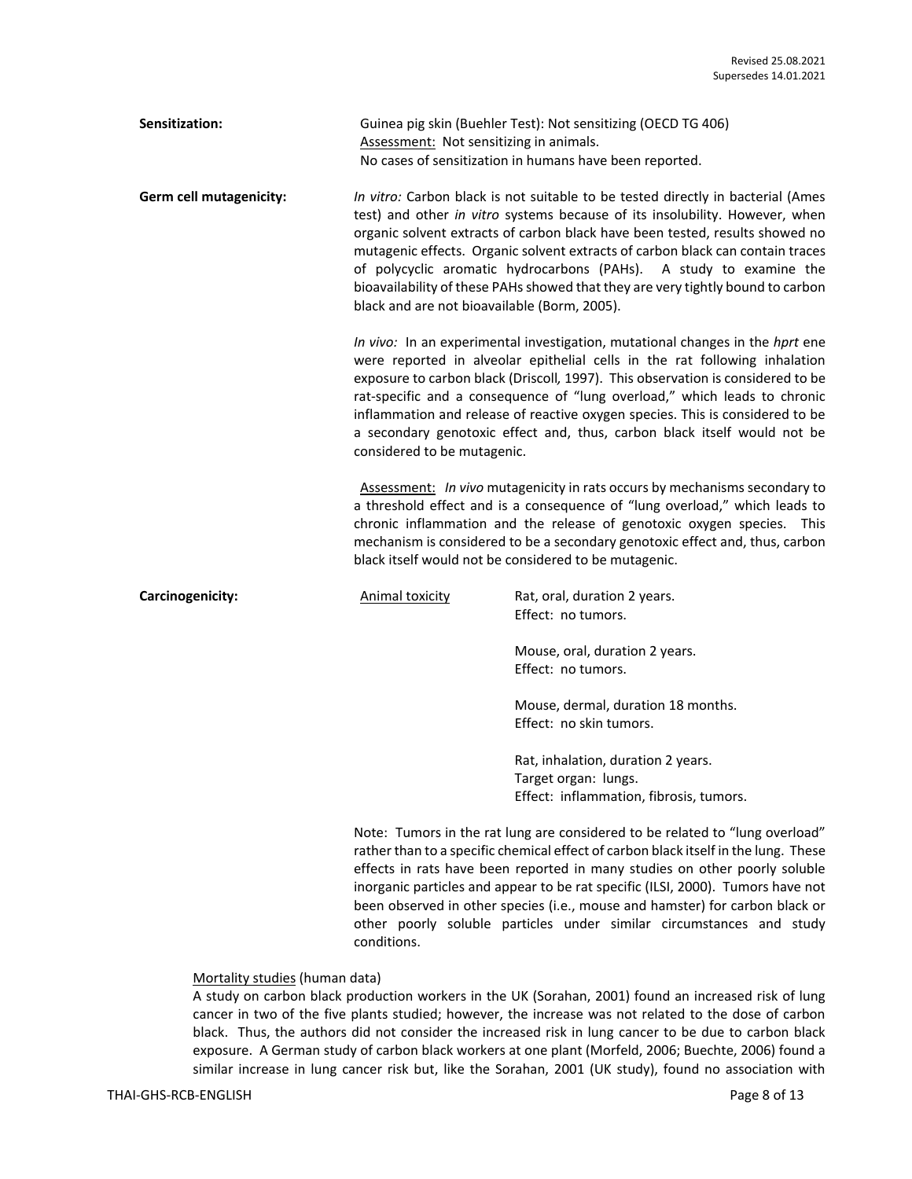**Sensitization:** Guinea pig skin (Buehler Test): Not sensitizing (OECD TG 406)
Assessment: Not sensitizing in animals.
No cases of sensitization in humans have been reported.

**Germ cell mutagenicity:** *In vitro:* Carbon black is not suitable to be tested directly in bacterial (Ames test) and other *in vitro* systems because of its insolubility. However, when organic solvent extracts of carbon black have been tested, results showed no mutagenic effects. Organic solvent extracts of carbon black can contain traces of polycyclic aromatic hydrocarbons (PAHs). A study to examine the bioavailability of these PAHs showed that they are very tightly bound to carbon black and are not bioavailable (Borm, 2005).

*In vivo:* In an experimental investigation, mutational changes in the *hprt* ene were reported in alveolar epithelial cells in the rat following inhalation exposure to carbon black (Driscoll, 1997). This observation is considered to be rat-specific and a consequence of "lung overload," which leads to chronic inflammation and release of reactive oxygen species. This is considered to be a secondary genotoxic effect and, thus, carbon black itself would not be considered to be mutagenic.

Assessment: *In vivo* mutagenicity in rats occurs by mechanisms secondary to a threshold effect and is a consequence of "lung overload," which leads to chronic inflammation and the release of genotoxic oxygen species. This mechanism is considered to be a secondary genotoxic effect and, thus, carbon black itself would not be considered to be mutagenic.

**Carcinogenicity:** Animal toxicity

Rat, oral, duration 2 years.
Effect: no tumors.

Mouse, oral, duration 2 years.
Effect: no tumors.

Mouse, dermal, duration 18 months.
Effect: no skin tumors.

Rat, inhalation, duration 2 years.
Target organ: lungs.
Effect: inflammation, fibrosis, tumors.

Note: Tumors in the rat lung are considered to be related to "lung overload" rather than to a specific chemical effect of carbon black itself in the lung. These effects in rats have been reported in many studies on other poorly soluble inorganic particles and appear to be rat specific (ILSI, 2000). Tumors have not been observed in other species (i.e., mouse and hamster) for carbon black or other poorly soluble particles under similar circumstances and study conditions.

Mortality studies (human data)
A study on carbon black production workers in the UK (Sorahan, 2001) found an increased risk of lung cancer in two of the five plants studied; however, the increase was not related to the dose of carbon black. Thus, the authors did not consider the increased risk in lung cancer to be due to carbon black exposure. A German study of carbon black workers at one plant (Morfeld, 2006; Buechte, 2006) found a similar increase in lung cancer risk but, like the Sorahan, 2001 (UK study), found no association with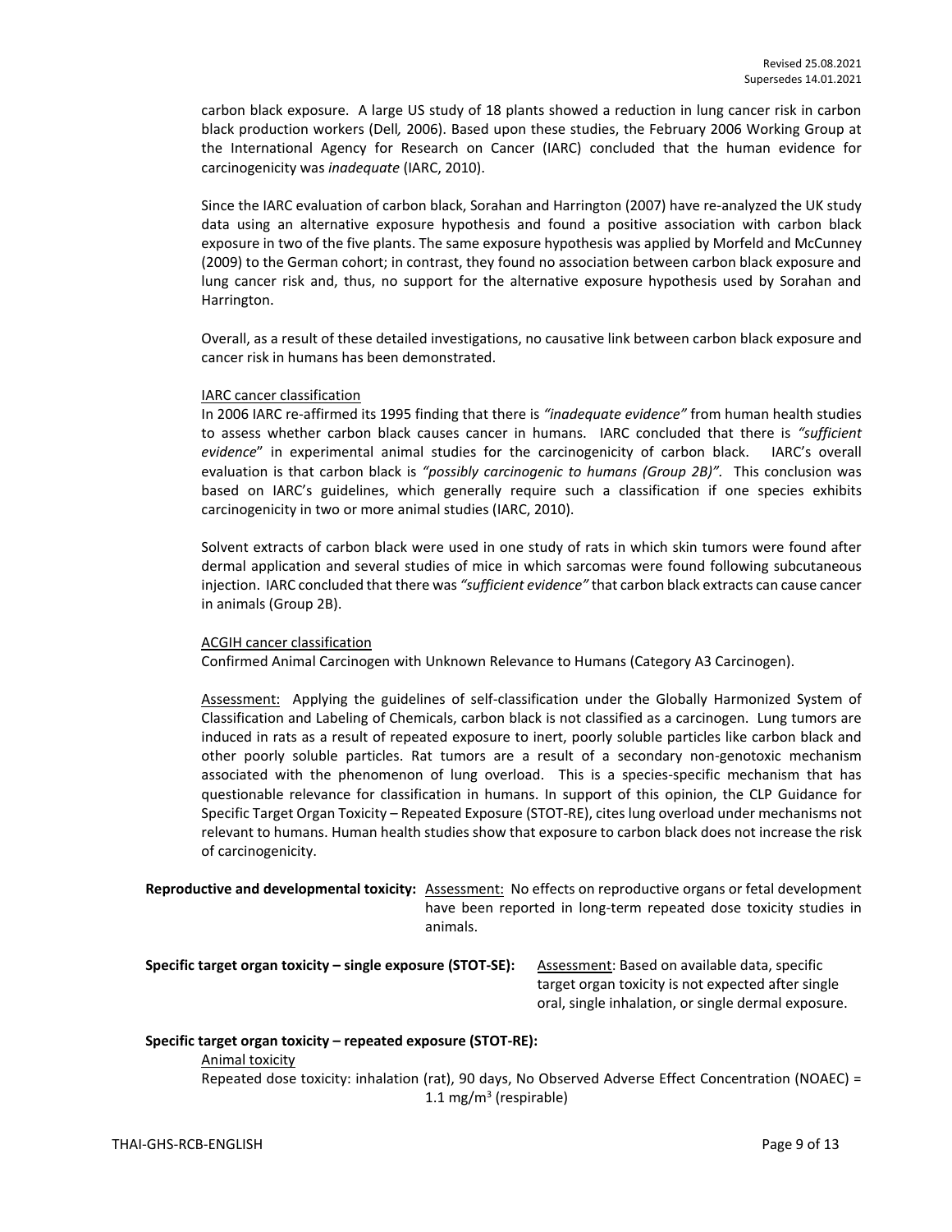carbon black exposure. A large US study of 18 plants showed a reduction in lung cancer risk in carbon black production workers (Dell*,* 2006). Based upon these studies, the February 2006 Working Group at the International Agency for Research on Cancer (IARC) concluded that the human evidence for carcinogenicity was *inadequate* (IARC, 2010).

Since the IARC evaluation of carbon black, Sorahan and Harrington (2007) have re-analyzed the UK study data using an alternative exposure hypothesis and found a positive association with carbon black exposure in two of the five plants. The same exposure hypothesis was applied by Morfeld and McCunney (2009) to the German cohort; in contrast, they found no association between carbon black exposure and lung cancer risk and, thus, no support for the alternative exposure hypothesis used by Sorahan and Harrington.

Overall, as a result of these detailed investigations, no causative link between carbon black exposure and cancer risk in humans has been demonstrated.

IARC cancer classification

In 2006 IARC re-affirmed its 1995 finding that there is *"inadequate evidence"* from human health studies to assess whether carbon black causes cancer in humans. IARC concluded that there is *"sufficient evidence*" in experimental animal studies for the carcinogenicity of carbon black. IARC's overall evaluation is that carbon black is *"possibly carcinogenic to humans (Group 2B)".* This conclusion was based on IARC's guidelines, which generally require such a classification if one species exhibits carcinogenicity in two or more animal studies (IARC, 2010).

Solvent extracts of carbon black were used in one study of rats in which skin tumors were found after dermal application and several studies of mice in which sarcomas were found following subcutaneous injection. IARC concluded that there was *"sufficient evidence"* that carbon black extracts can cause cancer in animals (Group 2B).

ACGIH cancer classification

Confirmed Animal Carcinogen with Unknown Relevance to Humans (Category A3 Carcinogen).

Assessment: Applying the guidelines of self-classification under the Globally Harmonized System of Classification and Labeling of Chemicals, carbon black is not classified as a carcinogen. Lung tumors are induced in rats as a result of repeated exposure to inert, poorly soluble particles like carbon black and other poorly soluble particles. Rat tumors are a result of a secondary non-genotoxic mechanism associated with the phenomenon of lung overload. This is a species-specific mechanism that has questionable relevance for classification in humans. In support of this opinion, the CLP Guidance for Specific Target Organ Toxicity – Repeated Exposure (STOT-RE), cites lung overload under mechanisms not relevant to humans. Human health studies show that exposure to carbon black does not increase the risk of carcinogenicity.

**Reproductive and developmental toxicity:** Assessment: No effects on reproductive organs or fetal development have been reported in long-term repeated dose toxicity studies in animals.

**Specific target organ toxicity – single exposure (STOT-SE):** Assessment: Based on available data, specific target organ toxicity is not expected after single oral, single inhalation, or single dermal exposure.

**Specific target organ toxicity – repeated exposure (STOT-RE):**

Animal toxicity

Repeated dose toxicity: inhalation (rat), 90 days, No Observed Adverse Effect Concentration (NOAEC) = 1.1 mg/m$^3$ (respirable)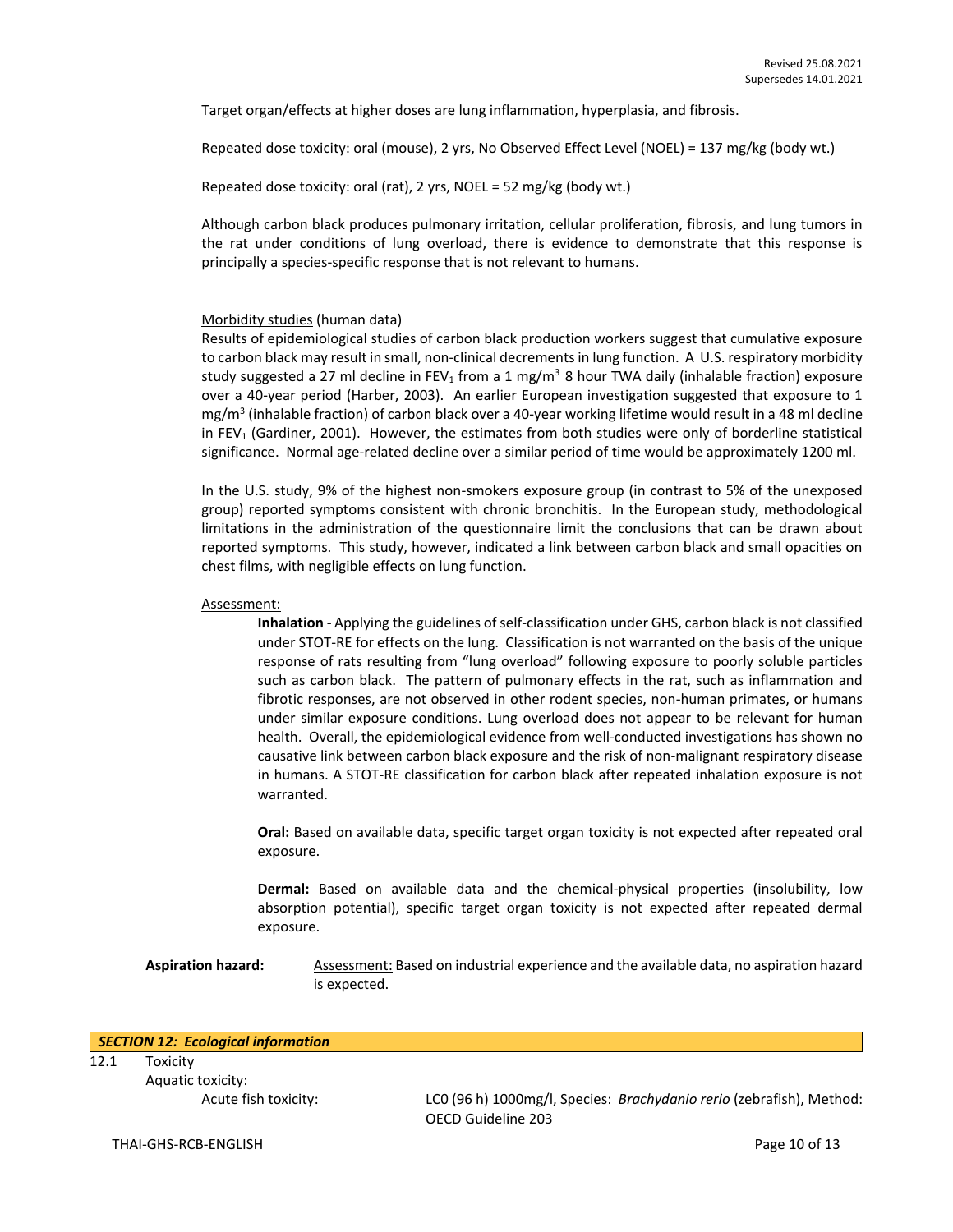Target organ/effects at higher doses are lung inflammation, hyperplasia, and fibrosis.

Repeated dose toxicity: oral (mouse), 2 yrs, No Observed Effect Level (NOEL) = 137 mg/kg (body wt.)

Repeated dose toxicity: oral (rat), 2 yrs, NOEL = 52 mg/kg (body wt.)

Although carbon black produces pulmonary irritation, cellular proliferation, fibrosis, and lung tumors in the rat under conditions of lung overload, there is evidence to demonstrate that this response is principally a species-specific response that is not relevant to humans.

Morbidity studies (human data)
Results of epidemiological studies of carbon black production workers suggest that cumulative exposure to carbon black may result in small, non-clinical decrements in lung function. A U.S. respiratory morbidity study suggested a 27 ml decline in $FEV_1$ from a 1 $mg/m^3$ 8 hour TWA daily (inhalable fraction) exposure over a 40-year period (Harber, 2003). An earlier European investigation suggested that exposure to 1 $mg/m^3$ (inhalable fraction) of carbon black over a 40-year working lifetime would result in a 48 ml decline in $FEV_1$ (Gardiner, 2001). However, the estimates from both studies were only of borderline statistical significance. Normal age-related decline over a similar period of time would be approximately 1200 ml.

In the U.S. study, 9% of the highest non-smokers exposure group (in contrast to 5% of the unexposed group) reported symptoms consistent with chronic bronchitis. In the European study, methodological limitations in the administration of the questionnaire limit the conclusions that can be drawn about reported symptoms. This study, however, indicated a link between carbon black and small opacities on chest films, with negligible effects on lung function.

Assessment:

**Inhalation** - Applying the guidelines of self-classification under GHS, carbon black is not classified under STOT-RE for effects on the lung. Classification is not warranted on the basis of the unique response of rats resulting from "lung overload" following exposure to poorly soluble particles such as carbon black. The pattern of pulmonary effects in the rat, such as inflammation and fibrotic responses, are not observed in other rodent species, non-human primates, or humans under similar exposure conditions. Lung overload does not appear to be relevant for human health. Overall, the epidemiological evidence from well-conducted investigations has shown no causative link between carbon black exposure and the risk of non-malignant respiratory disease in humans. A STOT-RE classification for carbon black after repeated inhalation exposure is not warranted.

**Oral:** Based on available data, specific target organ toxicity is not expected after repeated oral exposure.

**Dermal:** Based on available data and the chemical-physical properties (insolubility, low absorption potential), specific target organ toxicity is not expected after repeated dermal exposure.

**Aspiration hazard:** Assessment: Based on industrial experience and the available data, no aspiration hazard is expected.

## *SECTION 12: Ecological information*

12.1 Toxicity

Aquatic toxicity:

Acute fish toxicity: LC0 (96 h) 1000mg/l, Species: *Brachydanio rerio* (zebrafish), Method: OECD Guideline 203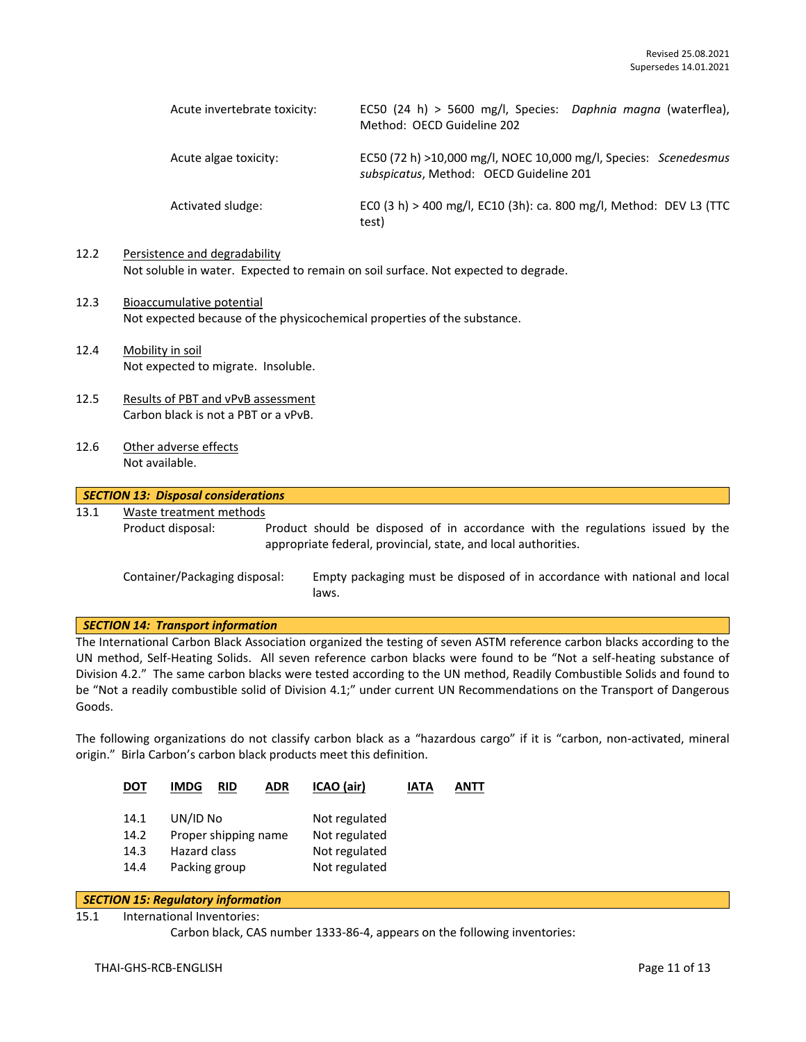| | |
|---|---|
| Acute invertebrate toxicity: | EC50 (24 h) > 5600 mg/l, Species: *Daphnia magna* (waterflea), Method: OECD Guideline 202 |
| Acute algae toxicity: | EC50 (72 h) >10,000 mg/l, NOEC 10,000 mg/l, Species: *Scenedesmus subspicatus*, Method: OECD Guideline 201 |
| Activated sludge: | EC0 (3 h) > 400 mg/l, EC10 (3h): ca. 800 mg/l, Method: DEV L3 (TTC test) |

12.2 Persistence and degradability
Not soluble in water. Expected to remain on soil surface. Not expected to degrade.

12.3 Bioaccumulative potential
Not expected because of the physicochemical properties of the substance.

12.4 Mobility in soil
Not expected to migrate. Insoluble.

12.5 Results of PBT and vPvB assessment
Carbon black is not a PBT or a vPvB.

12.6 Other adverse effects
Not available.

## *SECTION 13: Disposal considerations*

13.1 Waste treatment methods

Product disposal: Product should be disposed of in accordance with the regulations issued by the appropriate federal, provincial, state, and local authorities.

Container/Packaging disposal: Empty packaging must be disposed of in accordance with national and local laws.

## *SECTION 14: Transport information*

The International Carbon Black Association organized the testing of seven ASTM reference carbon blacks according to the UN method, Self-Heating Solids. All seven reference carbon blacks were found to be "Not a self-heating substance of Division 4.2." The same carbon blacks were tested according to the UN method, Readily Combustible Solids and found to be "Not a readily combustible solid of Division 4.1;" under current UN Recommendations on the Transport of Dangerous Goods.

The following organizations do not classify carbon black as a "hazardous cargo" if it is "carbon, non-activated, mineral origin." Birla Carbon's carbon black products meet this definition.

**DOT** **IMDG** **RID** **ADR** **ICAO (air)** **IATA** **ANTT**

| | | |
|---|---|---|
| 14.1 | UN/ID No | Not regulated |
| 14.2 | Proper shipping name | Not regulated |
| 14.3 | Hazard class | Not regulated |
| 14.4 | Packing group | Not regulated |

## *SECTION 15: Regulatory information*

15.1 International Inventories:

Carbon black, CAS number 1333-86-4, appears on the following inventories: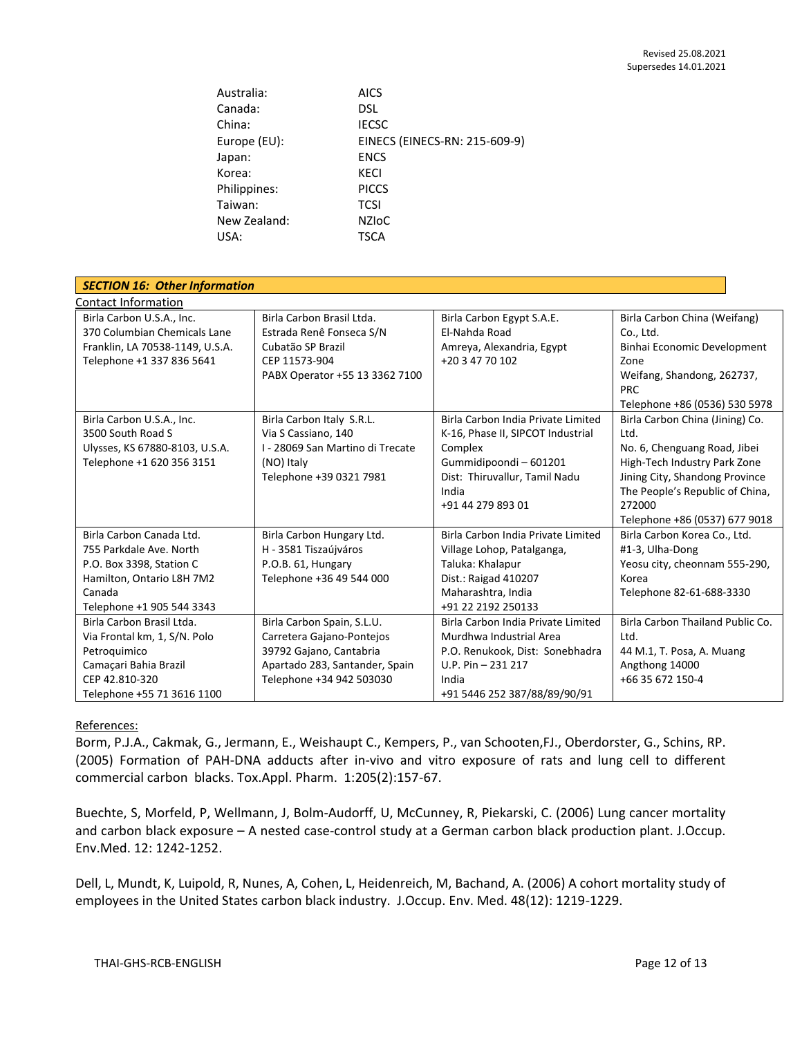| | |
|---|---|
| Australia: | AICS |
| Canada: | DSL |
| China: | IECSC |
| Europe (EU): | EINECS (EINECS-RN: 215-609-9) |
| Japan: | ENCS |
| Korea: | KECI |
| Philippines: | PICCS |
| Taiwan: | TCSI |
| New Zealand: | NZIoC |
| USA: | TSCA |

## *SECTION 16: Other Information*

Contact Information

| | | | |
|---|---|---|---|
| Birla Carbon U.S.A., Inc.<br>370 Columbian Chemicals Lane<br>Franklin, LA 70538-1149, U.S.A.<br>Telephone +1 337 836 5641 | Birla Carbon Brasil Ltda.<br>Estrada Renê Fonseca S/N<br>Cubatão SP Brazil<br>CEP 11573-904<br>PABX Operator +55 13 3362 7100 | Birla Carbon Egypt S.A.E.<br>El-Nahda Road<br>Amreya, Alexandria, Egypt<br>+20 3 47 70 102 | Birla Carbon China (Weifang) Co., Ltd.<br>Binhai Economic Development Zone<br>Weifang, Shandong, 262737, PRC<br>Telephone +86 (0536) 530 5978 |
| Birla Carbon U.S.A., Inc.<br>3500 South Road S<br>Ulysses, KS 67880-8103, U.S.A.<br>Telephone +1 620 356 3151 | Birla Carbon Italy S.R.L.<br>Via S Cassiano, 140<br>I - 28069 San Martino di Trecate (NO) Italy<br>Telephone +39 0321 7981 | Birla Carbon India Private Limited<br>K-16, Phase II, SIPCOT Industrial Complex<br>Gummidipoondi – 601201<br>Dist: Thiruvallur, Tamil Nadu India<br>+91 44 279 893 01 | Birla Carbon China (Jining) Co. Ltd.<br>No. 6, Chenguang Road, Jibei High-Tech Industry Park Zone<br>Jining City, Shandong Province<br>The People's Republic of China, 272000<br>Telephone +86 (0537) 677 9018 |
| Birla Carbon Canada Ltd.<br>755 Parkdale Ave. North<br>P.O. Box 3398, Station C<br>Hamilton, Ontario L8H 7M2<br>Canada<br>Telephone +1 905 544 3343 | Birla Carbon Hungary Ltd.<br>H - 3581 Tiszaújváros<br>P.O.B. 61, Hungary<br>Telephone +36 49 544 000 | Birla Carbon India Private Limited<br>Village Lohop, Patalganga,<br>Taluka: Khalapur<br>Dist.: Raigad 410207<br>Maharashtra, India<br>+91 22 2192 250133 | Birla Carbon Korea Co., Ltd.<br>#1-3, Ulha-Dong<br>Yeosu city, cheonnam 555-290, Korea<br>Telephone 82-61-688-3330 |
| Birla Carbon Brasil Ltda.<br>Via Frontal km, 1, S/N. Polo Petroquimico<br>Camaçari Bahia Brazil<br>CEP 42.810-320<br>Telephone +55 71 3616 1100 | Birla Carbon Spain, S.L.U.<br>Carretera Gajano-Pontejos<br>39792 Gajano, Cantabria<br>Apartado 283, Santander, Spain<br>Telephone +34 942 503030 | Birla Carbon India Private Limited<br>Murdhwa Industrial Area<br>P.O. Renukook, Dist: Sonebhadra<br>U.P. Pin – 231 217<br>India<br>+91 5446 252 387/88/89/90/91 | Birla Carbon Thailand Public Co. Ltd.<br>44 M.1, T. Posa, A. Muang<br>Angthong 14000<br>+66 35 672 150-4 |

References:

Borm, P.J.A., Cakmak, G., Jermann, E., Weishaupt C., Kempers, P., van Schooten,FJ., Oberdorster, G., Schins, RP. (2005) Formation of PAH-DNA adducts after in-vivo and vitro exposure of rats and lung cell to different commercial carbon blacks. Tox.Appl. Pharm. 1:205(2):157-67.

Buechte, S, Morfeld, P, Wellmann, J, Bolm-Audorff, U, McCunney, R, Piekarski, C. (2006) Lung cancer mortality and carbon black exposure – A nested case-control study at a German carbon black production plant. J.Occup. Env.Med. 12: 1242-1252.

Dell, L, Mundt, K, Luipold, R, Nunes, A, Cohen, L, Heidenreich, M, Bachand, A. (2006) A cohort mortality study of employees in the United States carbon black industry. J.Occup. Env. Med. 48(12): 1219-1229.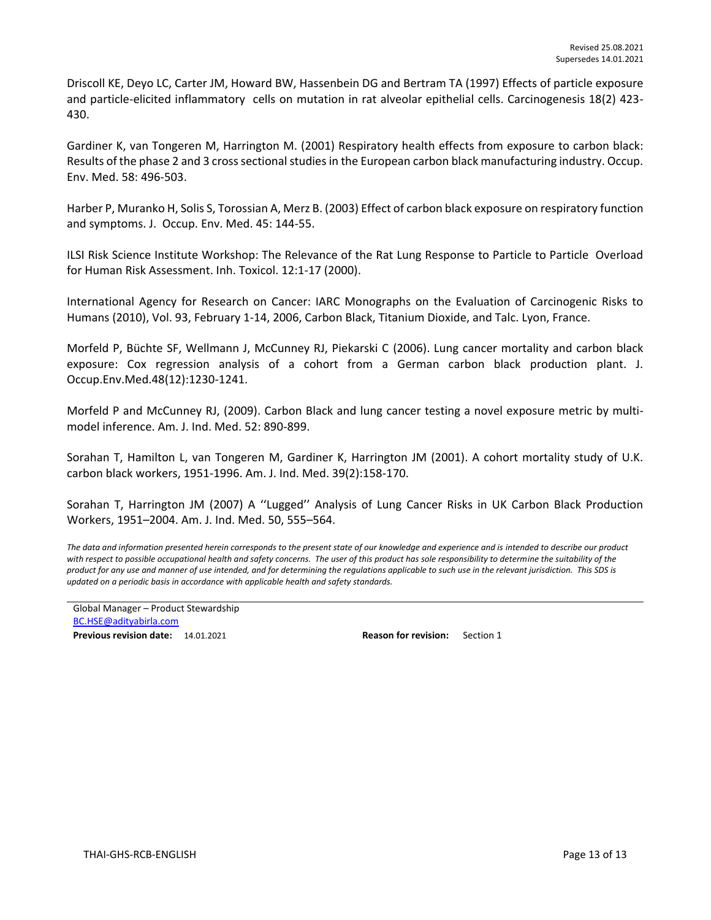Driscoll KE, Deyo LC, Carter JM, Howard BW, Hassenbein DG and Bertram TA (1997) Effects of particle exposure and particle-elicited inflammatory cells on mutation in rat alveolar epithelial cells. Carcinogenesis 18(2) 423-430.

Gardiner K, van Tongeren M, Harrington M. (2001) Respiratory health effects from exposure to carbon black: Results of the phase 2 and 3 cross sectional studies in the European carbon black manufacturing industry. Occup. Env. Med. 58: 496-503.

Harber P, Muranko H, Solis S, Torossian A, Merz B. (2003) Effect of carbon black exposure on respiratory function and symptoms. J. Occup. Env. Med. 45: 144-55.

ILSI Risk Science Institute Workshop: The Relevance of the Rat Lung Response to Particle to Particle Overload for Human Risk Assessment. Inh. Toxicol. 12:1-17 (2000).

International Agency for Research on Cancer: IARC Monographs on the Evaluation of Carcinogenic Risks to Humans (2010), Vol. 93, February 1-14, 2006, Carbon Black, Titanium Dioxide, and Talc. Lyon, France.

Morfeld P, Büchte SF, Wellmann J, McCunney RJ, Piekarski C (2006). Lung cancer mortality and carbon black exposure: Cox regression analysis of a cohort from a German carbon black production plant. J. Occup.Env.Med.48(12):1230-1241.

Morfeld P and McCunney RJ, (2009). Carbon Black and lung cancer testing a novel exposure metric by multi-model inference. Am. J. Ind. Med. 52: 890-899.

Sorahan T, Hamilton L, van Tongeren M, Gardiner K, Harrington JM (2001). A cohort mortality study of U.K. carbon black workers, 1951-1996. Am. J. Ind. Med. 39(2):158-170.

Sorahan T, Harrington JM (2007) A ''Lugged'' Analysis of Lung Cancer Risks in UK Carbon Black Production Workers, 1951–2004. Am. J. Ind. Med. 50, 555–564.

*The data and information presented herein corresponds to the present state of our knowledge and experience and is intended to describe our product with respect to possible occupational health and safety concerns. The user of this product has sole responsibility to determine the suitability of the product for any use and manner of use intended, and for determining the regulations applicable to such use in the relevant jurisdiction. This SDS is updated on a periodic basis in accordance with applicable health and safety standards.*

---

Global Manager – Product Stewardship
BC.HSE@adityabirla.com
**Previous revision date:** 14.01.2021 **Reason for revision:** Section 1